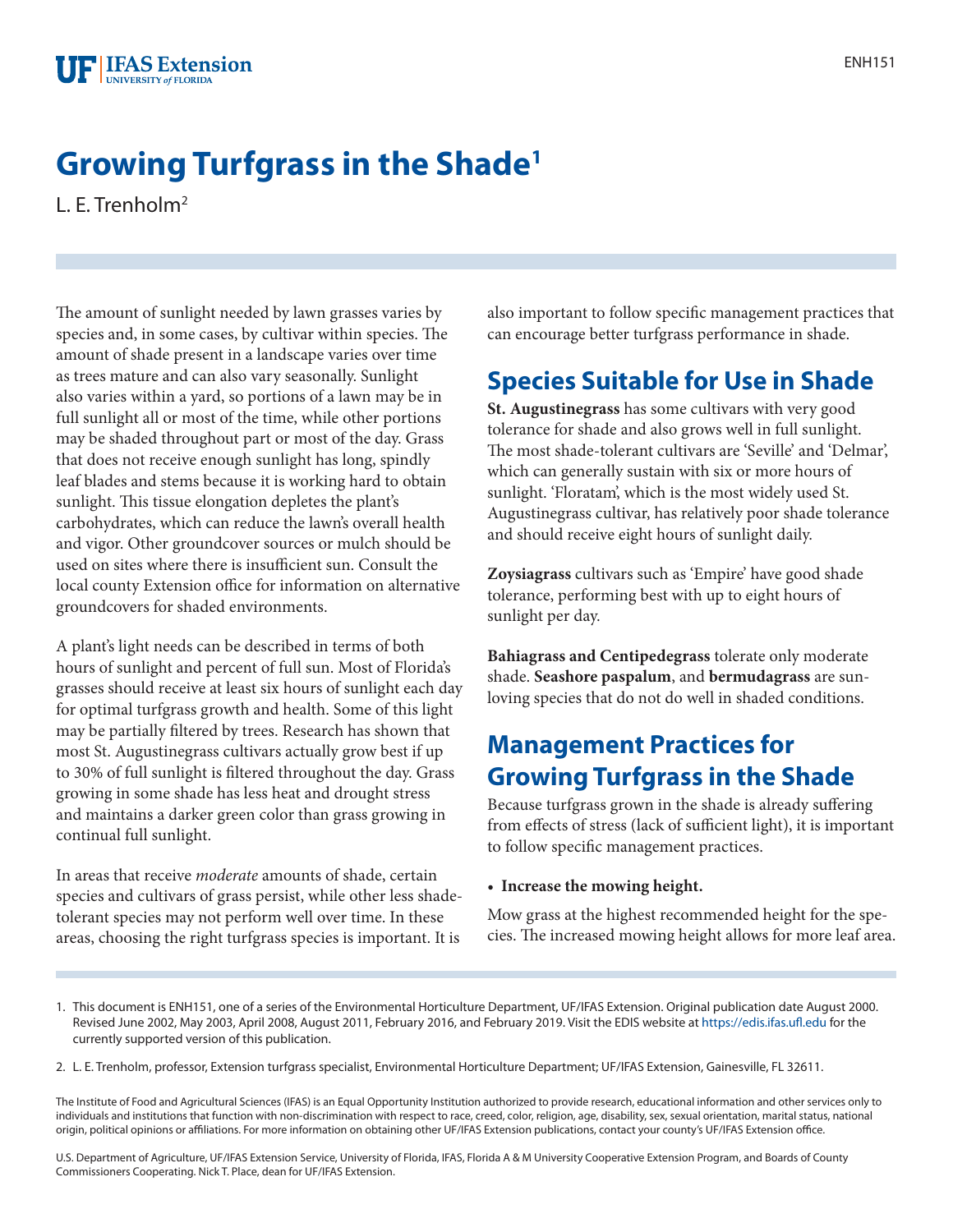# Growing Turfgrass in the Shade[1]

L. E. Trenholm[2]

The amount of sunlight needed by lawn grasses varies by species and, in some cases, by cultivar within species. The amount of shade present in a landscape varies over time as trees mature and can also vary seasonally. Sunlight also varies within a yard, so portions of a lawn may be in full sunlight all or most of the time, while other portions may be shaded throughout part or most of the day. Grass that does not receive enough sunlight has long, spindly leaf blades and stems because it is working hard to obtain sunlight. This tissue elongation depletes the plant's carbohydrates, which can reduce the lawn's overall health and vigor. Other groundcover sources or mulch should be used on sites where there is insufficient sun. Consult the local county Extension office for information on alternative groundcovers for shaded environments.

A plant's light needs can be described in terms of both hours of sunlight and percent of full sun. Most of Florida's grasses should receive at least six hours of sunlight each day for optimal turfgrass growth and health. Some of this light may be partially filtered by trees. Research has shown that most St. Augustinegrass cultivars actually grow best if up to 30% of full sunlight is filtered throughout the day. Grass growing in some shade has less heat and drought stress and maintains a darker green color than grass growing in continual full sunlight.

In areas that receive *moderate* amounts of shade, certain species and cultivars of grass persist, while other less shade-tolerant species may not perform well over time. In these areas, choosing the right turfgrass species is important. It is also important to follow specific management practices that can encourage better turfgrass performance in shade.

## Species Suitable for Use in Shade

**St. Augustinegrass** has some cultivars with very good tolerance for shade and also grows well in full sunlight. The most shade-tolerant cultivars are 'Seville' and 'Delmar', which can generally sustain with six or more hours of sunlight. 'Floratam', which is the most widely used St. Augustinegrass cultivar, has relatively poor shade tolerance and should receive eight hours of sunlight daily.

**Zoysiagrass** cultivars such as 'Empire' have good shade tolerance, performing best with up to eight hours of sunlight per day.

**Bahiagrass and Centipedegrass** tolerate only moderate shade. **Seashore paspalum**, and **bermudagrass** are sun-loving species that do not do well in shaded conditions.

## Management Practices for Growing Turfgrass in the Shade

Because turfgrass grown in the shade is already suffering from effects of stress (lack of sufficient light), it is important to follow specific management practices.

- **Increase the mowing height.**

Mow grass at the highest recommended height for the species. The increased mowing height allows for more leaf area.

1. This document is ENH151, one of a series of the Environmental Horticulture Department, UF/IFAS Extension. Original publication date August 2000. Revised June 2002, May 2003, April 2008, August 2011, February 2016, and February 2019. Visit the EDIS website at https://edis.ifas.ufl.edu for the currently supported version of this publication.

2. L. E. Trenholm, professor, Extension turfgrass specialist, Environmental Horticulture Department; UF/IFAS Extension, Gainesville, FL 32611.

The Institute of Food and Agricultural Sciences (IFAS) is an Equal Opportunity Institution authorized to provide research, educational information and other services only to individuals and institutions that function with non-discrimination with respect to race, creed, color, religion, age, disability, sex, sexual orientation, marital status, national origin, political opinions or affiliations. For more information on obtaining other UF/IFAS Extension publications, contact your county's UF/IFAS Extension office.

U.S. Department of Agriculture, UF/IFAS Extension Service, University of Florida, IFAS, Florida A & M University Cooperative Extension Program, and Boards of County Commissioners Cooperating. Nick T. Place, dean for UF/IFAS Extension.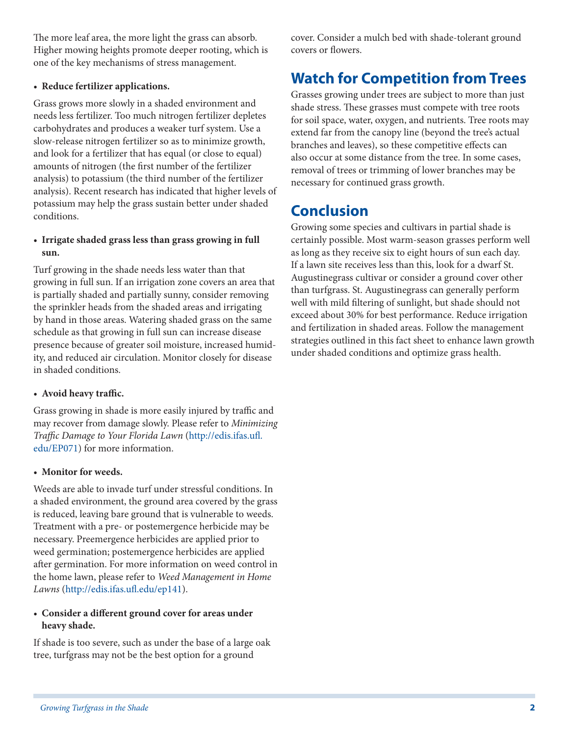The more leaf area, the more light the grass can absorb. Higher mowing heights promote deeper rooting, which is one of the key mechanisms of stress management.

- **Reduce fertilizer applications.**

Grass grows more slowly in a shaded environment and needs less fertilizer. Too much nitrogen fertilizer depletes carbohydrates and produces a weaker turf system. Use a slow-release nitrogen fertilizer so as to minimize growth, and look for a fertilizer that has equal (or close to equal) amounts of nitrogen (the first number of the fertilizer analysis) to potassium (the third number of the fertilizer analysis). Recent research has indicated that higher levels of potassium may help the grass sustain better under shaded conditions.

- **Irrigate shaded grass less than grass growing in full sun.**

Turf growing in the shade needs less water than that growing in full sun. If an irrigation zone covers an area that is partially shaded and partially sunny, consider removing the sprinkler heads from the shaded areas and irrigating by hand in those areas. Watering shaded grass on the same schedule as that growing in full sun can increase disease presence because of greater soil moisture, increased humidity, and reduced air circulation. Monitor closely for disease in shaded conditions.

- **Avoid heavy traffic.**

Grass growing in shade is more easily injured by traffic and may recover from damage slowly. Please refer to *Minimizing Traffic Damage to Your Florida Lawn* (http://edis.ifas.ufl.edu/EP071) for more information.

- **Monitor for weeds.**

Weeds are able to invade turf under stressful conditions. In a shaded environment, the ground area covered by the grass is reduced, leaving bare ground that is vulnerable to weeds. Treatment with a pre- or postemergence herbicide may be necessary. Preemergence herbicides are applied prior to weed germination; postemergence herbicides are applied after germination. For more information on weed control in the home lawn, please refer to *Weed Management in Home Lawns* (http://edis.ifas.ufl.edu/ep141).

- **Consider a different ground cover for areas under heavy shade.**

If shade is too severe, such as under the base of a large oak tree, turfgrass may not be the best option for a ground cover. Consider a mulch bed with shade-tolerant ground covers or flowers.

## Watch for Competition from Trees

Grasses growing under trees are subject to more than just shade stress. These grasses must compete with tree roots for soil space, water, oxygen, and nutrients. Tree roots may extend far from the canopy line (beyond the tree's actual branches and leaves), so these competitive effects can also occur at some distance from the tree. In some cases, removal of trees or trimming of lower branches may be necessary for continued grass growth.

## Conclusion

Growing some species and cultivars in partial shade is certainly possible. Most warm-season grasses perform well as long as they receive six to eight hours of sun each day. If a lawn site receives less than this, look for a dwarf St. Augustinegrass cultivar or consider a ground cover other than turfgrass. St. Augustinegrass can generally perform well with mild filtering of sunlight, but shade should not exceed about 30% for best performance. Reduce irrigation and fertilization in shaded areas. Follow the management strategies outlined in this fact sheet to enhance lawn growth under shaded conditions and optimize grass health.